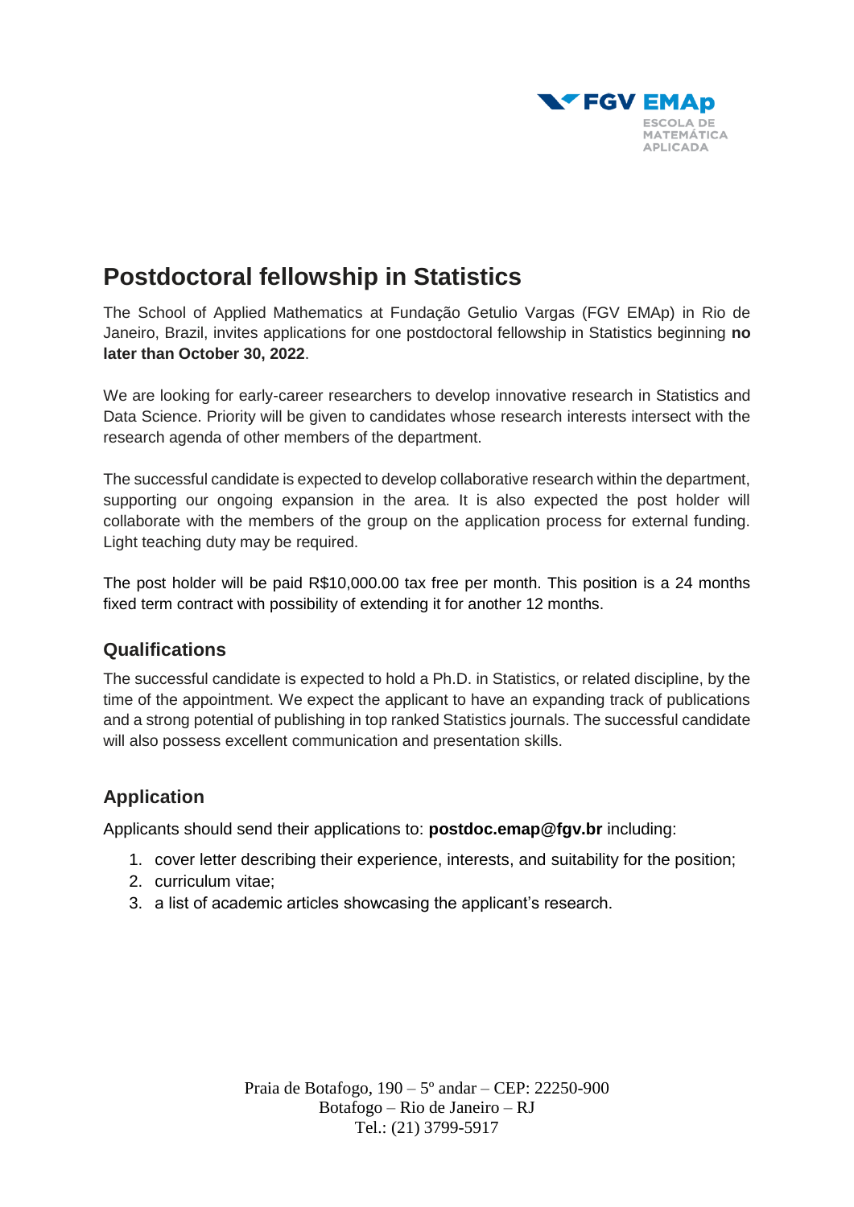FGV EMAp
ESCOLA DE MATEMÁTICA APLICADA

# Postdoctoral fellowship in Statistics

The School of Applied Mathematics at Fundação Getulio Vargas (FGV EMAp) in Rio de Janeiro, Brazil, invites applications for one postdoctoral fellowship in Statistics beginning **no later than October 30, 2022**.

We are looking for early-career researchers to develop innovative research in Statistics and Data Science. Priority will be given to candidates whose research interests intersect with the research agenda of other members of the department.

The successful candidate is expected to develop collaborative research within the department, supporting our ongoing expansion in the area. It is also expected the post holder will collaborate with the members of the group on the application process for external funding. Light teaching duty may be required.

The post holder will be paid R$10,000.00 tax free per month. This position is a 24 months fixed term contract with possibility of extending it for another 12 months.

## Qualifications

The successful candidate is expected to hold a Ph.D. in Statistics, or related discipline, by the time of the appointment. We expect the applicant to have an expanding track of publications and a strong potential of publishing in top ranked Statistics journals. The successful candidate will also possess excellent communication and presentation skills.

## Application

Applicants should send their applications to: **postdoc.emap@fgv.br** including:

1. cover letter describing their experience, interests, and suitability for the position;
2. curriculum vitae;
3. a list of academic articles showcasing the applicant's research.

Praia de Botafogo, 190 – 5º andar – CEP: 22250-900
Botafogo – Rio de Janeiro – RJ
Tel.: (21) 3799-5917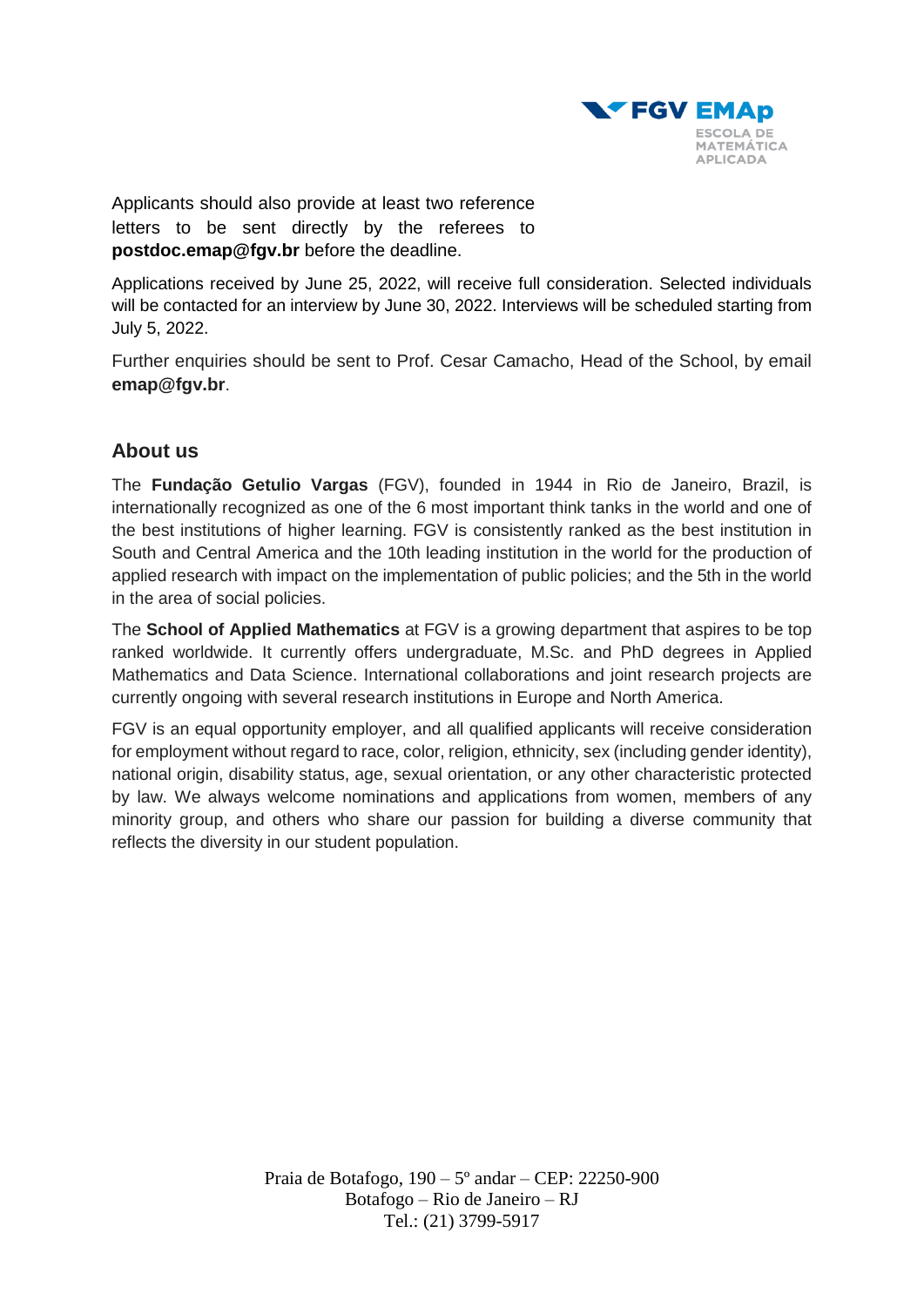Applicants should also provide at least two reference letters to be sent directly by the referees to **postdoc.emap@fgv.br** before the deadline.

Applications received by June 25, 2022, will receive full consideration. Selected individuals will be contacted for an interview by June 30, 2022. Interviews will be scheduled starting from July 5, 2022.

Further enquiries should be sent to Prof. Cesar Camacho, Head of the School, by email **emap@fgv.br**.

## About us

The **Fundação Getulio Vargas** (FGV), founded in 1944 in Rio de Janeiro, Brazil, is internationally recognized as one of the 6 most important think tanks in the world and one of the best institutions of higher learning. FGV is consistently ranked as the best institution in South and Central America and the 10th leading institution in the world for the production of applied research with impact on the implementation of public policies; and the 5th in the world in the area of social policies.

The **School of Applied Mathematics** at FGV is a growing department that aspires to be top ranked worldwide. It currently offers undergraduate, M.Sc. and PhD degrees in Applied Mathematics and Data Science. International collaborations and joint research projects are currently ongoing with several research institutions in Europe and North America.

FGV is an equal opportunity employer, and all qualified applicants will receive consideration for employment without regard to race, color, religion, ethnicity, sex (including gender identity), national origin, disability status, age, sexual orientation, or any other characteristic protected by law. We always welcome nominations and applications from women, members of any minority group, and others who share our passion for building a diverse community that reflects the diversity in our student population.